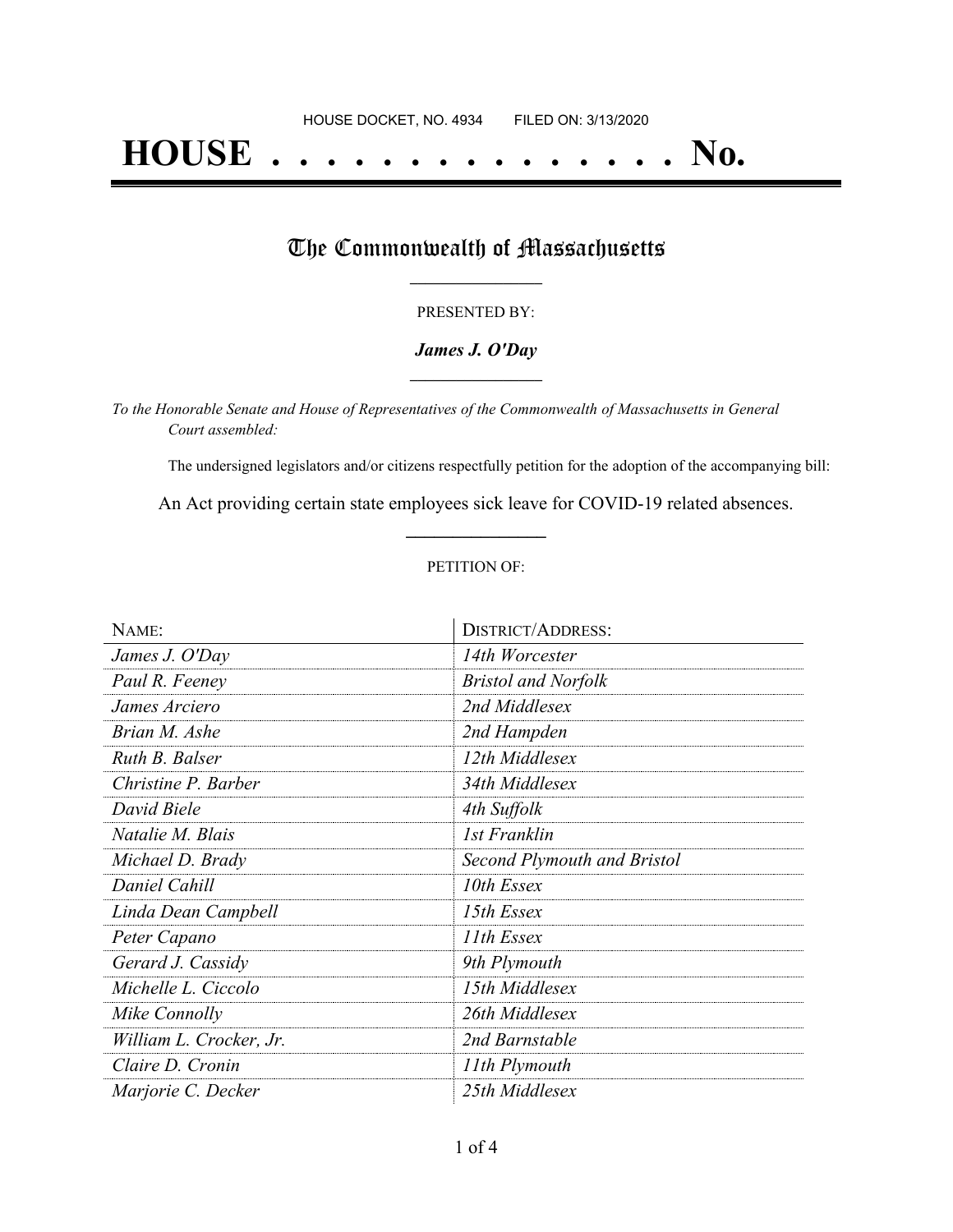HOUSE DOCKET, NO. 4934 FILED ON: 3/13/2020

# HOUSE . . . . . . . . . . . . . . . No.

## The Commonwealth of Massachusetts

PRESENTED BY:

***James J. O'Day***

*To the Honorable Senate and House of Representatives of the Commonwealth of Massachusetts in General Court assembled:*

The undersigned legislators and/or citizens respectfully petition for the adoption of the accompanying bill:

An Act providing certain state employees sick leave for COVID-19 related absences.

PETITION OF:

| NAME: | DISTRICT/ADDRESS: |
|---|---|
| *James J. O'Day* | *14th Worcester* |
| *Paul R. Feeney* | *Bristol and Norfolk* |
| *James Arciero* | *2nd Middlesex* |
| *Brian M. Ashe* | *2nd Hampden* |
| *Ruth B. Balser* | *12th Middlesex* |
| *Christine P. Barber* | *34th Middlesex* |
| *David Biele* | *4th Suffolk* |
| *Natalie M. Blais* | *1st Franklin* |
| *Michael D. Brady* | *Second Plymouth and Bristol* |
| *Daniel Cahill* | *10th Essex* |
| *Linda Dean Campbell* | *15th Essex* |
| *Peter Capano* | *11th Essex* |
| *Gerard J. Cassidy* | *9th Plymouth* |
| *Michelle L. Ciccolo* | *15th Middlesex* |
| *Mike Connolly* | *26th Middlesex* |
| *William L. Crocker, Jr.* | *2nd Barnstable* |
| *Claire D. Cronin* | *11th Plymouth* |
| *Marjorie C. Decker* | *25th Middlesex* |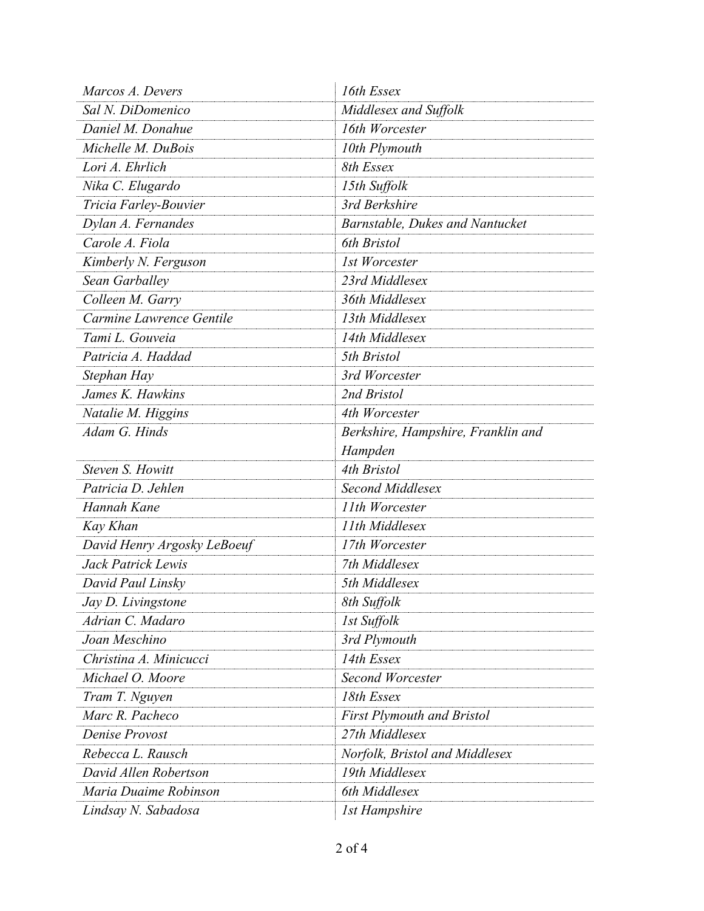| | |
|---|---|
| *Marcos A. Devers* | *16th Essex* |
| *Sal N. DiDomenico* | *Middlesex and Suffolk* |
| *Daniel M. Donahue* | *16th Worcester* |
| *Michelle M. DuBois* | *10th Plymouth* |
| *Lori A. Ehrlich* | *8th Essex* |
| *Nika C. Elugardo* | *15th Suffolk* |
| *Tricia Farley-Bouvier* | *3rd Berkshire* |
| *Dylan A. Fernandes* | *Barnstable, Dukes and Nantucket* |
| *Carole A. Fiola* | *6th Bristol* |
| *Kimberly N. Ferguson* | *1st Worcester* |
| *Sean Garballey* | *23rd Middlesex* |
| *Colleen M. Garry* | *36th Middlesex* |
| *Carmine Lawrence Gentile* | *13th Middlesex* |
| *Tami L. Gouveia* | *14th Middlesex* |
| *Patricia A. Haddad* | *5th Bristol* |
| *Stephan Hay* | *3rd Worcester* |
| *James K. Hawkins* | *2nd Bristol* |
| *Natalie M. Higgins* | *4th Worcester* |
| *Adam G. Hinds* | *Berkshire, Hampshire, Franklin and Hampden* |
| *Steven S. Howitt* | *4th Bristol* |
| *Patricia D. Jehlen* | *Second Middlesex* |
| *Hannah Kane* | *11th Worcester* |
| *Kay Khan* | *11th Middlesex* |
| *David Henry Argosky LeBoeuf* | *17th Worcester* |
| *Jack Patrick Lewis* | *7th Middlesex* |
| *David Paul Linsky* | *5th Middlesex* |
| *Jay D. Livingstone* | *8th Suffolk* |
| *Adrian C. Madaro* | *1st Suffolk* |
| *Joan Meschino* | *3rd Plymouth* |
| *Christina A. Minicucci* | *14th Essex* |
| *Michael O. Moore* | *Second Worcester* |
| *Tram T. Nguyen* | *18th Essex* |
| *Marc R. Pacheco* | *First Plymouth and Bristol* |
| *Denise Provost* | *27th Middlesex* |
| *Rebecca L. Rausch* | *Norfolk, Bristol and Middlesex* |
| *David Allen Robertson* | *19th Middlesex* |
| *Maria Duaime Robinson* | *6th Middlesex* |
| *Lindsay N. Sabadosa* | *1st Hampshire* |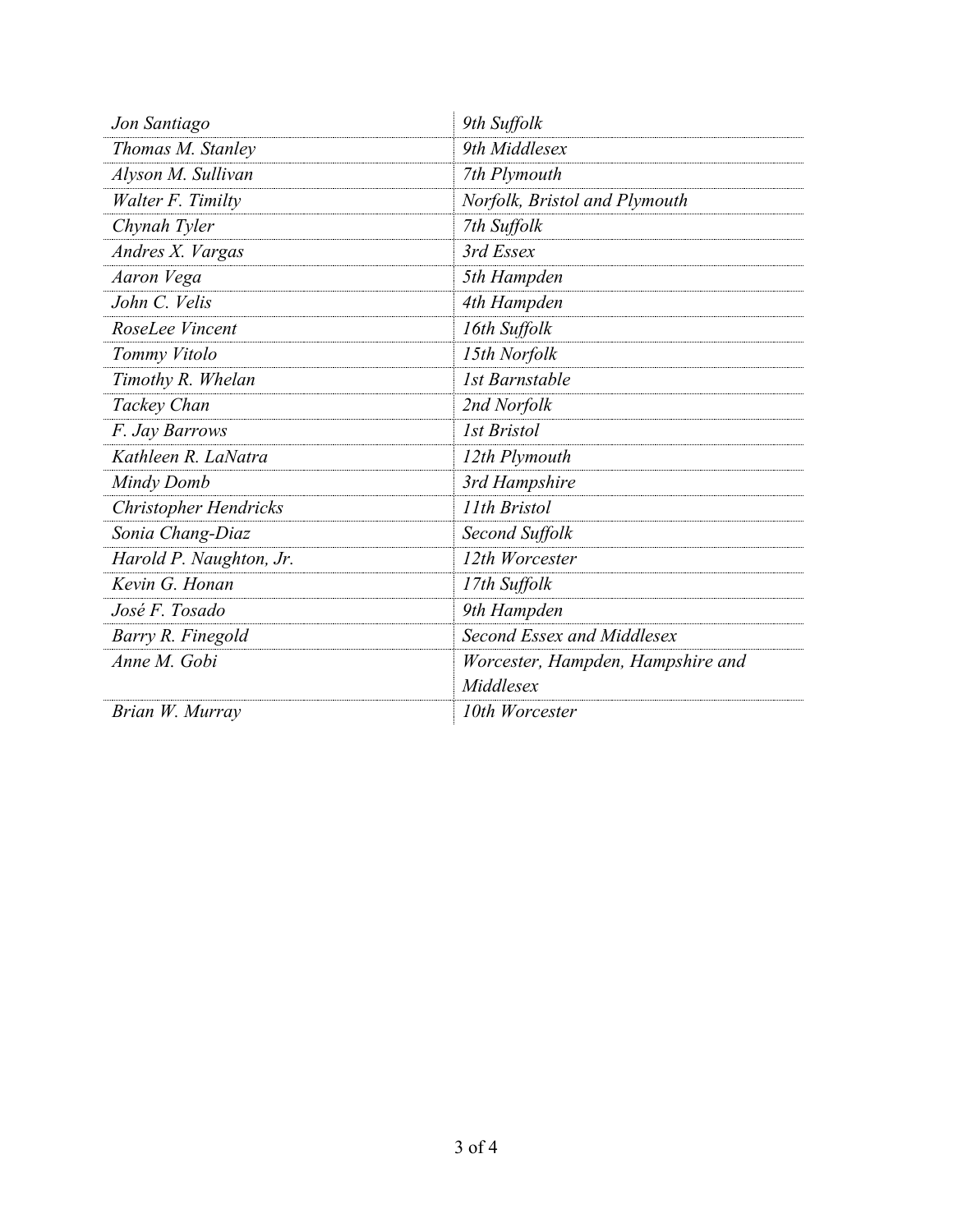| | |
|---|---|
| *Jon Santiago* | *9th Suffolk* |
| *Thomas M. Stanley* | *9th Middlesex* |
| *Alyson M. Sullivan* | *7th Plymouth* |
| *Walter F. Timilty* | *Norfolk, Bristol and Plymouth* |
| *Chynah Tyler* | *7th Suffolk* |
| *Andres X. Vargas* | *3rd Essex* |
| *Aaron Vega* | *5th Hampden* |
| *John C. Velis* | *4th Hampden* |
| *RoseLee Vincent* | *16th Suffolk* |
| *Tommy Vitolo* | *15th Norfolk* |
| *Timothy R. Whelan* | *1st Barnstable* |
| *Tackey Chan* | *2nd Norfolk* |
| *F. Jay Barrows* | *1st Bristol* |
| *Kathleen R. LaNatra* | *12th Plymouth* |
| *Mindy Domb* | *3rd Hampshire* |
| *Christopher Hendricks* | *11th Bristol* |
| *Sonia Chang-Diaz* | *Second Suffolk* |
| *Harold P. Naughton, Jr.* | *12th Worcester* |
| *Kevin G. Honan* | *17th Suffolk* |
| *José F. Tosado* | *9th Hampden* |
| *Barry R. Finegold* | *Second Essex and Middlesex* |
| *Anne M. Gobi* | *Worcester, Hampden, Hampshire and Middlesex* |
| *Brian W. Murray* | *10th Worcester* |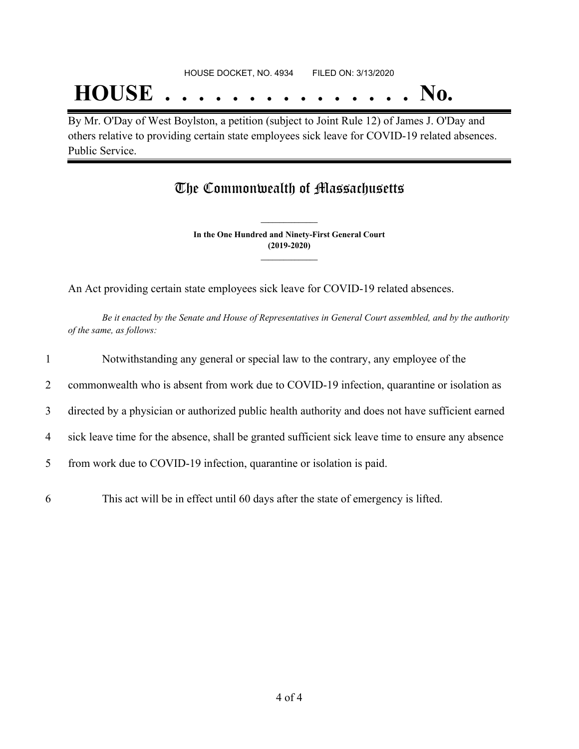HOUSE DOCKET, NO. 4934        FILED ON: 3/13/2020

# HOUSE . . . . . . . . . . . . . . . No.

By Mr. O'Day of West Boylston, a petition (subject to Joint Rule 12) of James J. O'Day and others relative to providing certain state employees sick leave for COVID-19 related absences. Public Service.

## The Commonwealth of Massachusetts

**In the One Hundred and Ninety-First General Court**
**(2019-2020)**

An Act providing certain state employees sick leave for COVID-19 related absences.

*Be it enacted by the Senate and House of Representatives in General Court assembled, and by the authority of the same, as follows:*

1 Notwithstanding any general or special law to the contrary, any employee of the
2 commonwealth who is absent from work due to COVID-19 infection, quarantine or isolation as
3 directed by a physician or authorized public health authority and does not have sufficient earned
4 sick leave time for the absence, shall be granted sufficient sick leave time to ensure any absence
5 from work due to COVID-19 infection, quarantine or isolation is paid.

6 This act will be in effect until 60 days after the state of emergency is lifted.